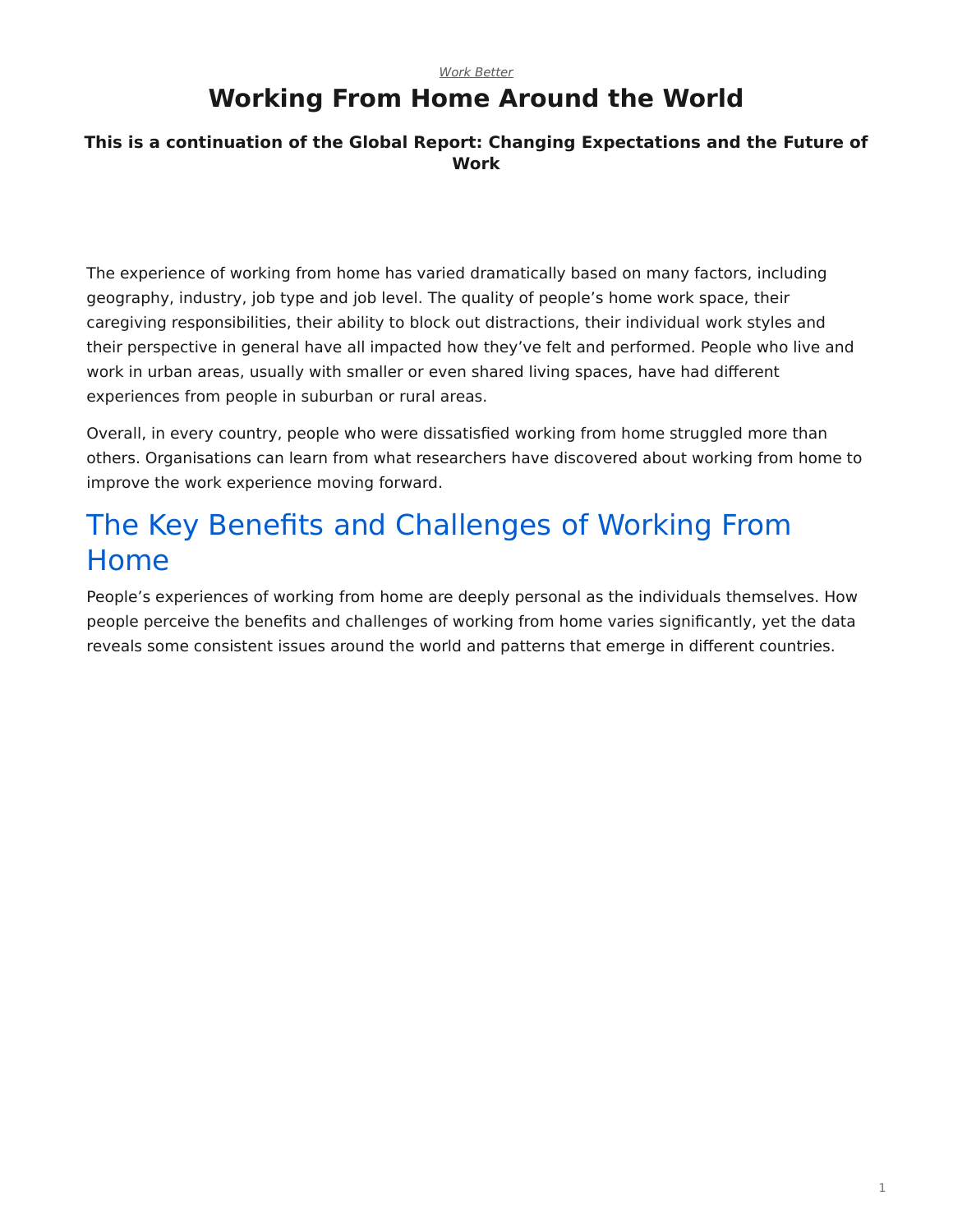*Work Better*

# Working From Home Around the World

### This is a continuation of the Global Report: Changing Expectations and the Future of Work

The experience of working from home has varied dramatically based on many factors, including geography, industry, job type and job level. The quality of people's home work space, their caregiving responsibilities, their ability to block out distractions, their individual work styles and their perspective in general have all impacted how they've felt and performed. People who live and work in urban areas, usually with smaller or even shared living spaces, have had different experiences from people in suburban or rural areas.

Overall, in every country, people who were dissatisfied working from home struggled more than others. Organisations can learn from what researchers have discovered about working from home to improve the work experience moving forward.

## The Key Benefits and Challenges of Working From Home

People's experiences of working from home are deeply personal as the individuals themselves. How people perceive the benefits and challenges of working from home varies significantly, yet the data reveals some consistent issues around the world and patterns that emerge in different countries.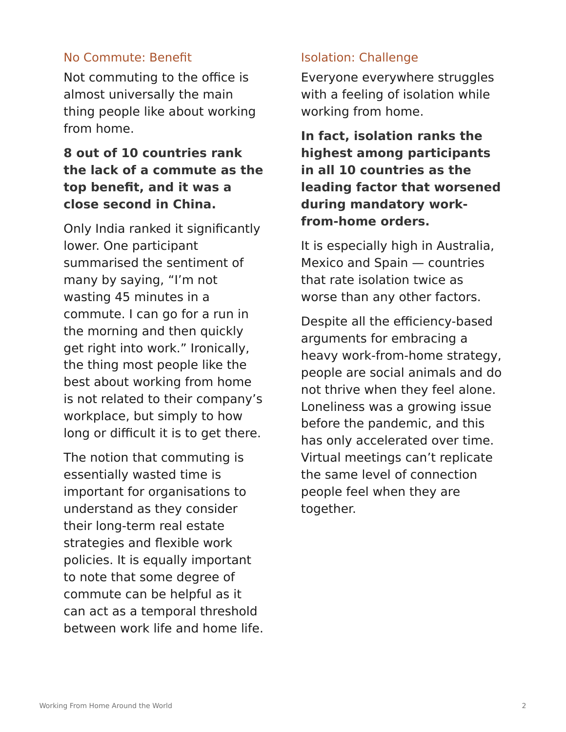## No Commute: Benefit

Not commuting to the office is almost universally the main thing people like about working from home.

**8 out of 10 countries rank the lack of a commute as the top benefit, and it was a close second in China.**

Only India ranked it significantly lower. One participant summarised the sentiment of many by saying, “I’m not wasting 45 minutes in a commute. I can go for a run in the morning and then quickly get right into work.” Ironically, the thing most people like the best about working from home is not related to their company’s workplace, but simply to how long or difficult it is to get there.

The notion that commuting is essentially wasted time is important for organisations to understand as they consider their long-term real estate strategies and flexible work policies. It is equally important to note that some degree of commute can be helpful as it can act as a temporal threshold between work life and home life.

## Isolation: Challenge

Everyone everywhere struggles with a feeling of isolation while working from home.

**In fact, isolation ranks the highest among participants in all 10 countries as the leading factor that worsened during mandatory work-from-home orders.**

It is especially high in Australia, Mexico and Spain — countries that rate isolation twice as worse than any other factors.

Despite all the efficiency-based arguments for embracing a heavy work-from-home strategy, people are social animals and do not thrive when they feel alone. Loneliness was a growing issue before the pandemic, and this has only accelerated over time. Virtual meetings can’t replicate the same level of connection people feel when they are together.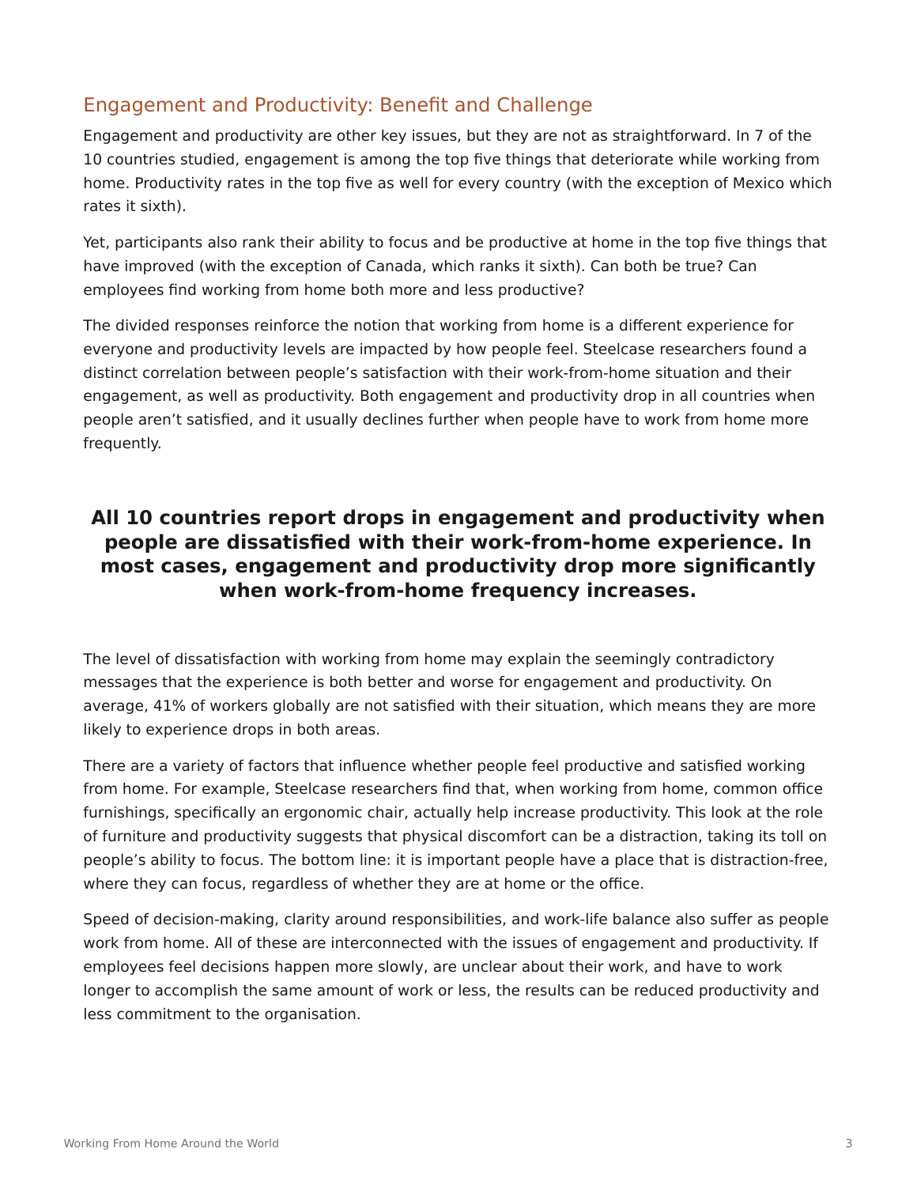## Engagement and Productivity: Benefit and Challenge

Engagement and productivity are other key issues, but they are not as straightforward. In 7 of the 10 countries studied, engagement is among the top five things that deteriorate while working from home. Productivity rates in the top five as well for every country (with the exception of Mexico which rates it sixth).

Yet, participants also rank their ability to focus and be productive at home in the top five things that have improved (with the exception of Canada, which ranks it sixth). Can both be true? Can employees find working from home both more and less productive?

The divided responses reinforce the notion that working from home is a different experience for everyone and productivity levels are impacted by how people feel. Steelcase researchers found a distinct correlation between people's satisfaction with their work-from-home situation and their engagement, as well as productivity. Both engagement and productivity drop in all countries when people aren't satisfied, and it usually declines further when people have to work from home more frequently.

**All 10 countries report drops in engagement and productivity when people are dissatisfied with their work-from-home experience. In most cases, engagement and productivity drop more significantly when work-from-home frequency increases.**

The level of dissatisfaction with working from home may explain the seemingly contradictory messages that the experience is both better and worse for engagement and productivity. On average, 41% of workers globally are not satisfied with their situation, which means they are more likely to experience drops in both areas.

There are a variety of factors that influence whether people feel productive and satisfied working from home. For example, Steelcase researchers find that, when working from home, common office furnishings, specifically an ergonomic chair, actually help increase productivity. This look at the role of furniture and productivity suggests that physical discomfort can be a distraction, taking its toll on people's ability to focus. The bottom line: it is important people have a place that is distraction-free, where they can focus, regardless of whether they are at home or the office.

Speed of decision-making, clarity around responsibilities, and work-life balance also suffer as people work from home. All of these are interconnected with the issues of engagement and productivity. If employees feel decisions happen more slowly, are unclear about their work, and have to work longer to accomplish the same amount of work or less, the results can be reduced productivity and less commitment to the organisation.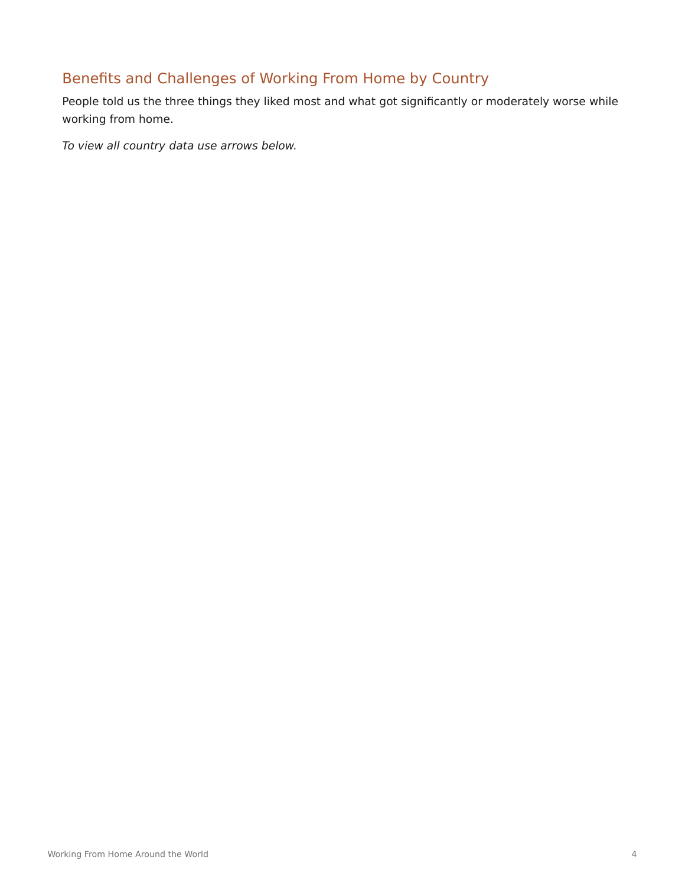## Benefits and Challenges of Working From Home by Country

People told us the three things they liked most and what got significantly or moderately worse while working from home.

*To view all country data use arrows below.*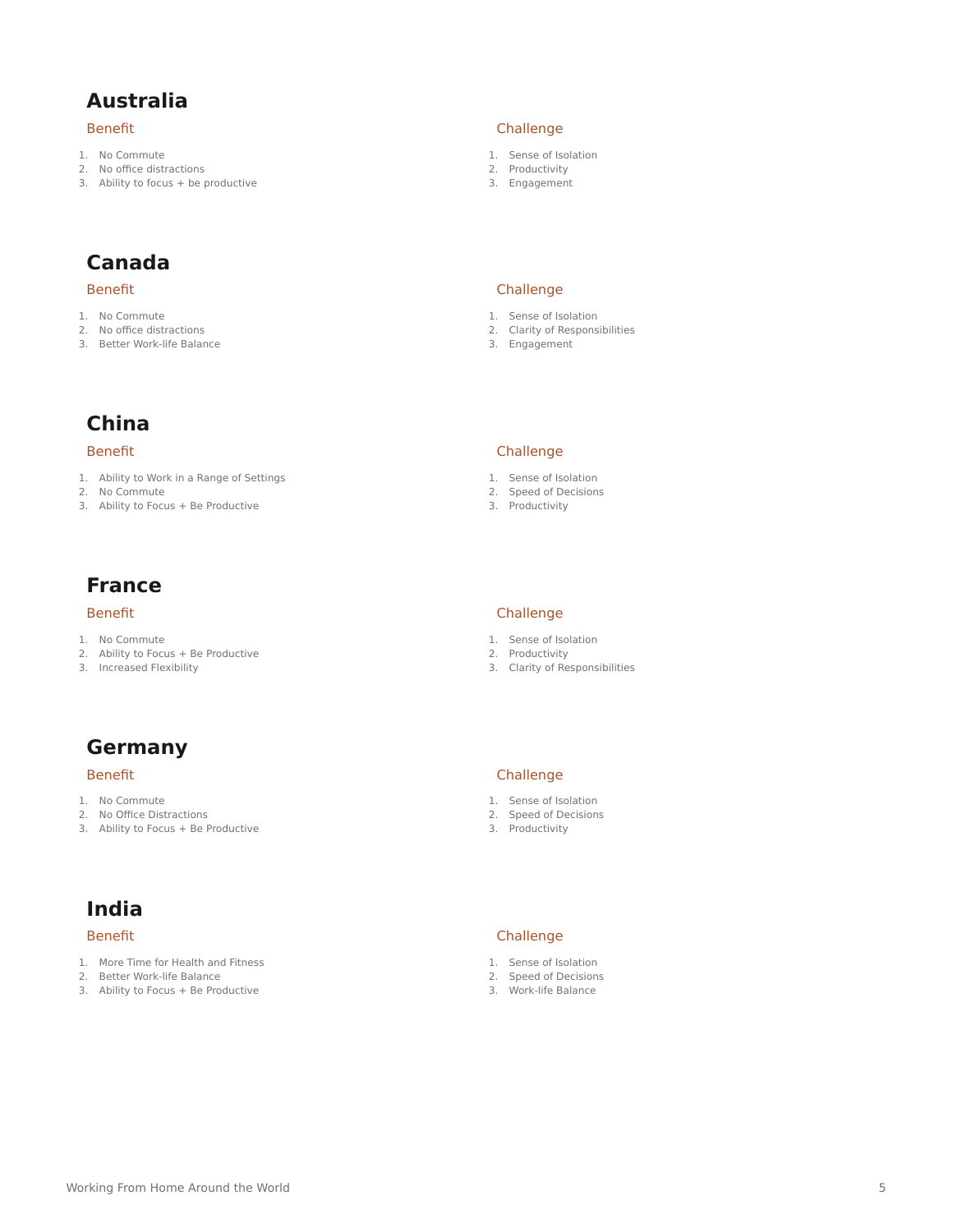## Australia

### Benefit

1. No Commute
2. No office distractions
3. Ability to focus + be productive

### Challenge

1. Sense of Isolation
2. Productivity
3. Engagement

## Canada

### Benefit

1. No Commute
2. No office distractions
3. Better Work-life Balance

### Challenge

1. Sense of Isolation
2. Clarity of Responsibilities
3. Engagement

## China

### Benefit

1. Ability to Work in a Range of Settings
2. No Commute
3. Ability to Focus + Be Productive

### Challenge

1. Sense of Isolation
2. Speed of Decisions
3. Productivity

## France

### Benefit

1. No Commute
2. Ability to Focus + Be Productive
3. Increased Flexibility

### Challenge

1. Sense of Isolation
2. Productivity
3. Clarity of Responsibilities

## Germany

### Benefit

1. No Commute
2. No Office Distractions
3. Ability to Focus + Be Productive

### Challenge

1. Sense of Isolation
2. Speed of Decisions
3. Productivity

## India

### Benefit

1. More Time for Health and Fitness
2. Better Work-life Balance
3. Ability to Focus + Be Productive

### Challenge

1. Sense of Isolation
2. Speed of Decisions
3. Work-life Balance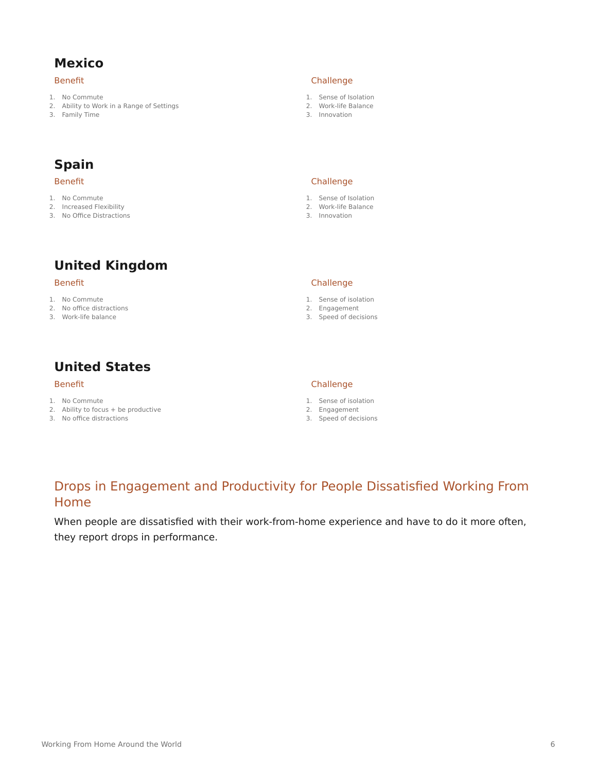## Mexico

**Benefit**

1. No Commute
2. Ability to Work in a Range of Settings
3. Family Time

**Challenge**

1. Sense of Isolation
2. Work-life Balance
3. Innovation

## Spain

**Benefit**

1. No Commute
2. Increased Flexibility
3. No Office Distractions

**Challenge**

1. Sense of Isolation
2. Work-life Balance
3. Innovation

## United Kingdom

**Benefit**

1. No Commute
2. No office distractions
3. Work-life balance

**Challenge**

1. Sense of isolation
2. Engagement
3. Speed of decisions

## United States

**Benefit**

1. No Commute
2. Ability to focus + be productive
3. No office distractions

**Challenge**

1. Sense of isolation
2. Engagement
3. Speed of decisions

### Drops in Engagement and Productivity for People Dissatisfied Working From Home

When people are dissatisfied with their work-from-home experience and have to do it more often, they report drops in performance.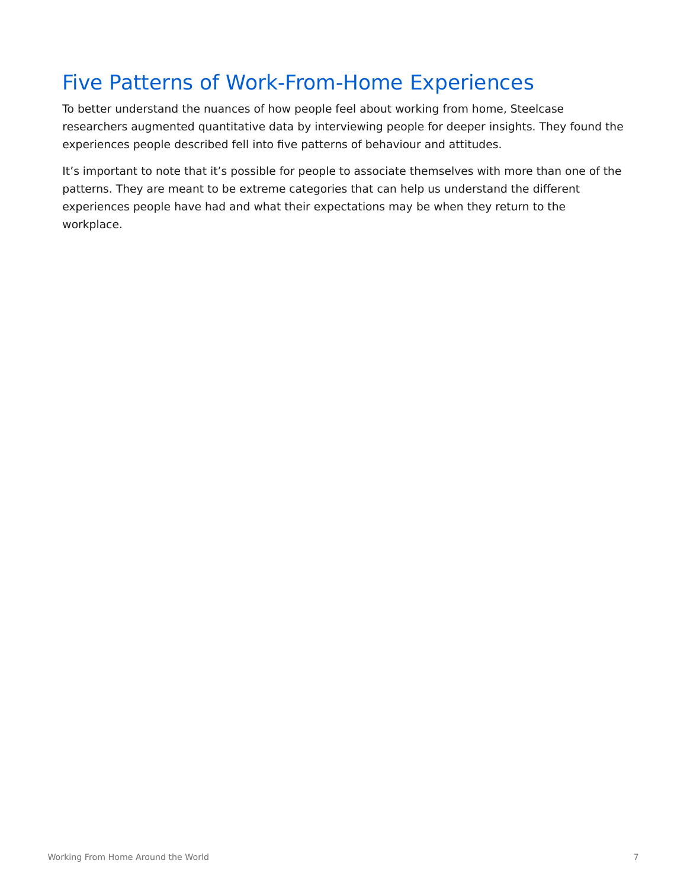# Five Patterns of Work-From-Home Experiences

To better understand the nuances of how people feel about working from home, Steelcase researchers augmented quantitative data by interviewing people for deeper insights. They found the experiences people described fell into five patterns of behaviour and attitudes.

It's important to note that it's possible for people to associate themselves with more than one of the patterns. They are meant to be extreme categories that can help us understand the different experiences people have had and what their expectations may be when they return to the workplace.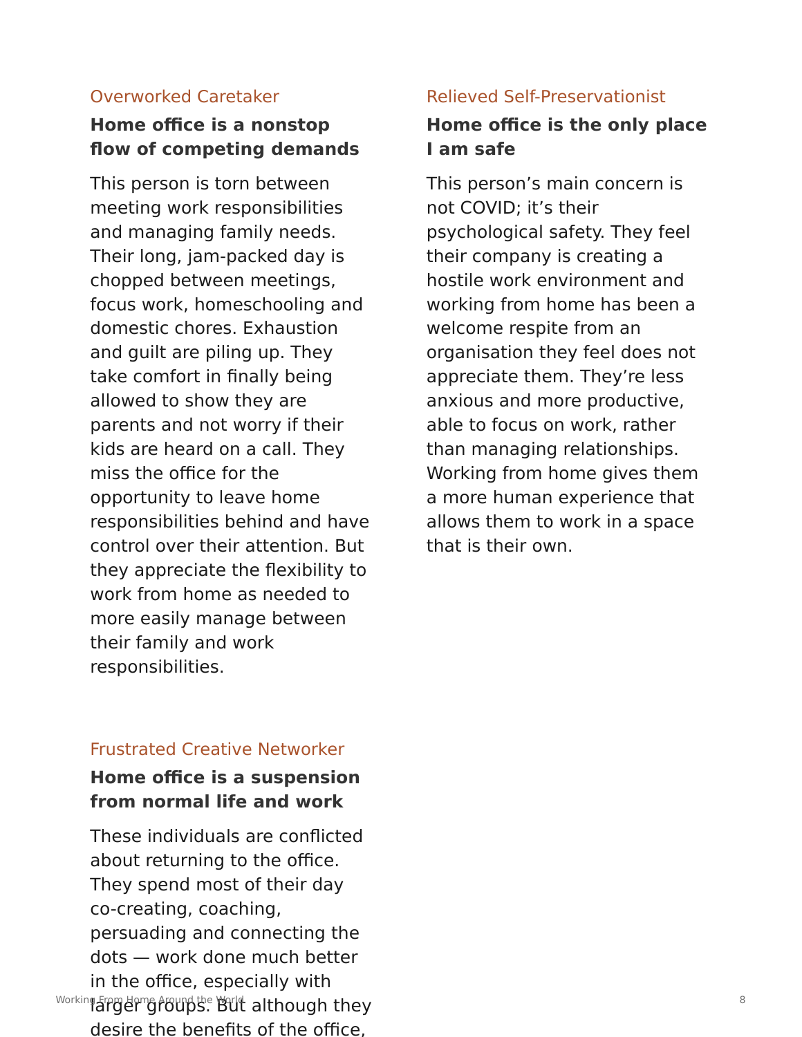### Overworked Caretaker

**Home office is a nonstop flow of competing demands**

This person is torn between meeting work responsibilities and managing family needs. Their long, jam-packed day is chopped between meetings, focus work, homeschooling and domestic chores. Exhaustion and guilt are piling up. They take comfort in finally being allowed to show they are parents and not worry if their kids are heard on a call. They miss the office for the opportunity to leave home responsibilities behind and have control over their attention. But they appreciate the flexibility to work from home as needed to more easily manage between their family and work responsibilities.

### Frustrated Creative Networker

**Home office is a suspension from normal life and work**

These individuals are conflicted about returning to the office. They spend most of their day co-creating, coaching, persuading and connecting the dots — work done much better in the office, especially with larger groups. But although they desire the benefits of the office,

### Relieved Self-Preservationist

**Home office is the only place I am safe**

This person's main concern is not COVID; it's their psychological safety. They feel their company is creating a hostile work environment and working from home has been a welcome respite from an organisation they feel does not appreciate them. They're less anxious and more productive, able to focus on work, rather than managing relationships. Working from home gives them a more human experience that allows them to work in a space that is their own.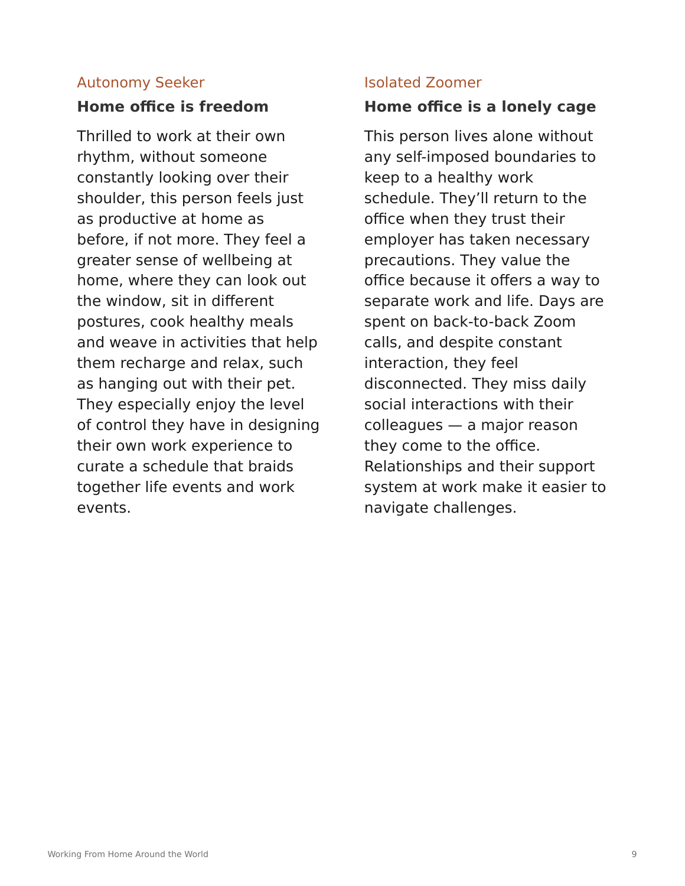### Autonomy Seeker

**Home office is freedom**

Thrilled to work at their own rhythm, without someone constantly looking over their shoulder, this person feels just as productive at home as before, if not more. They feel a greater sense of wellbeing at home, where they can look out the window, sit in different postures, cook healthy meals and weave in activities that help them recharge and relax, such as hanging out with their pet. They especially enjoy the level of control they have in designing their own work experience to curate a schedule that braids together life events and work events.

### Isolated Zoomer

**Home office is a lonely cage**

This person lives alone without any self-imposed boundaries to keep to a healthy work schedule. They'll return to the office when they trust their employer has taken necessary precautions. They value the office because it offers a way to separate work and life. Days are spent on back-to-back Zoom calls, and despite constant interaction, they feel disconnected. They miss daily social interactions with their colleagues — a major reason they come to the office. Relationships and their support system at work make it easier to navigate challenges.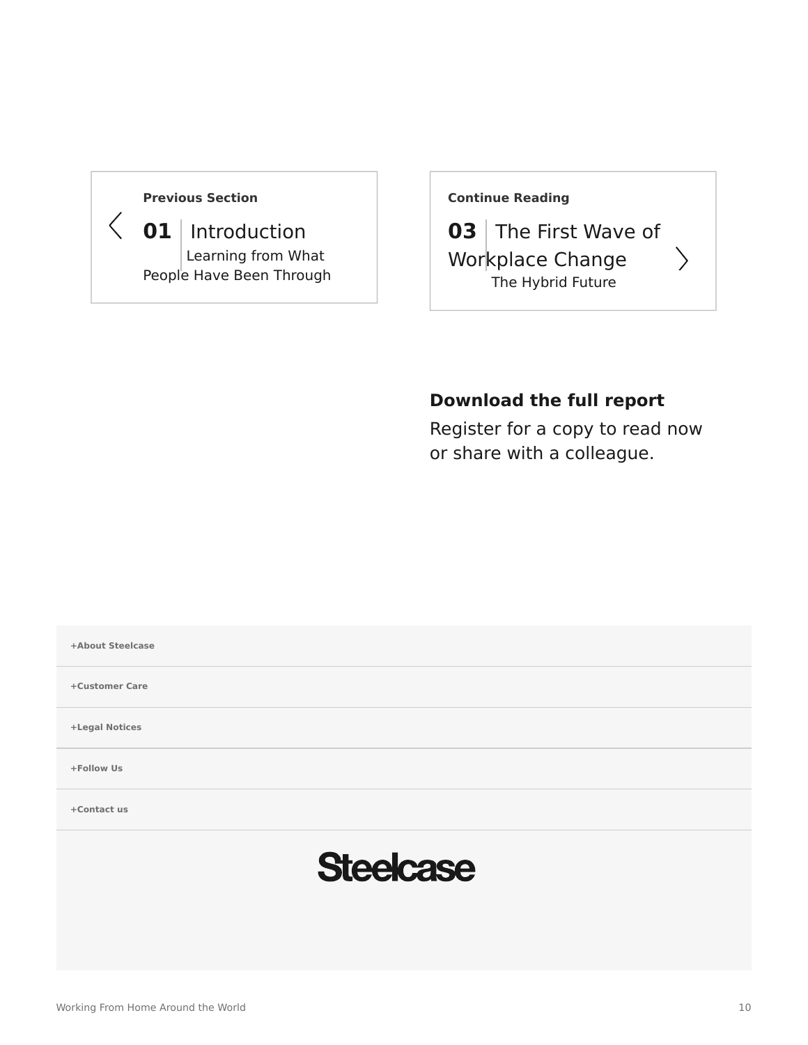**Previous Section**

**01** Introduction
Learning from What People Have Been Through

**Continue Reading**

**03** The First Wave of Workplace Change
The Hybrid Future

**Download the full report**

Register for a copy to read now or share with a colleague.

+About Steelcase

+Customer Care

+Legal Notices

+Follow Us

+Contact us

Steelcase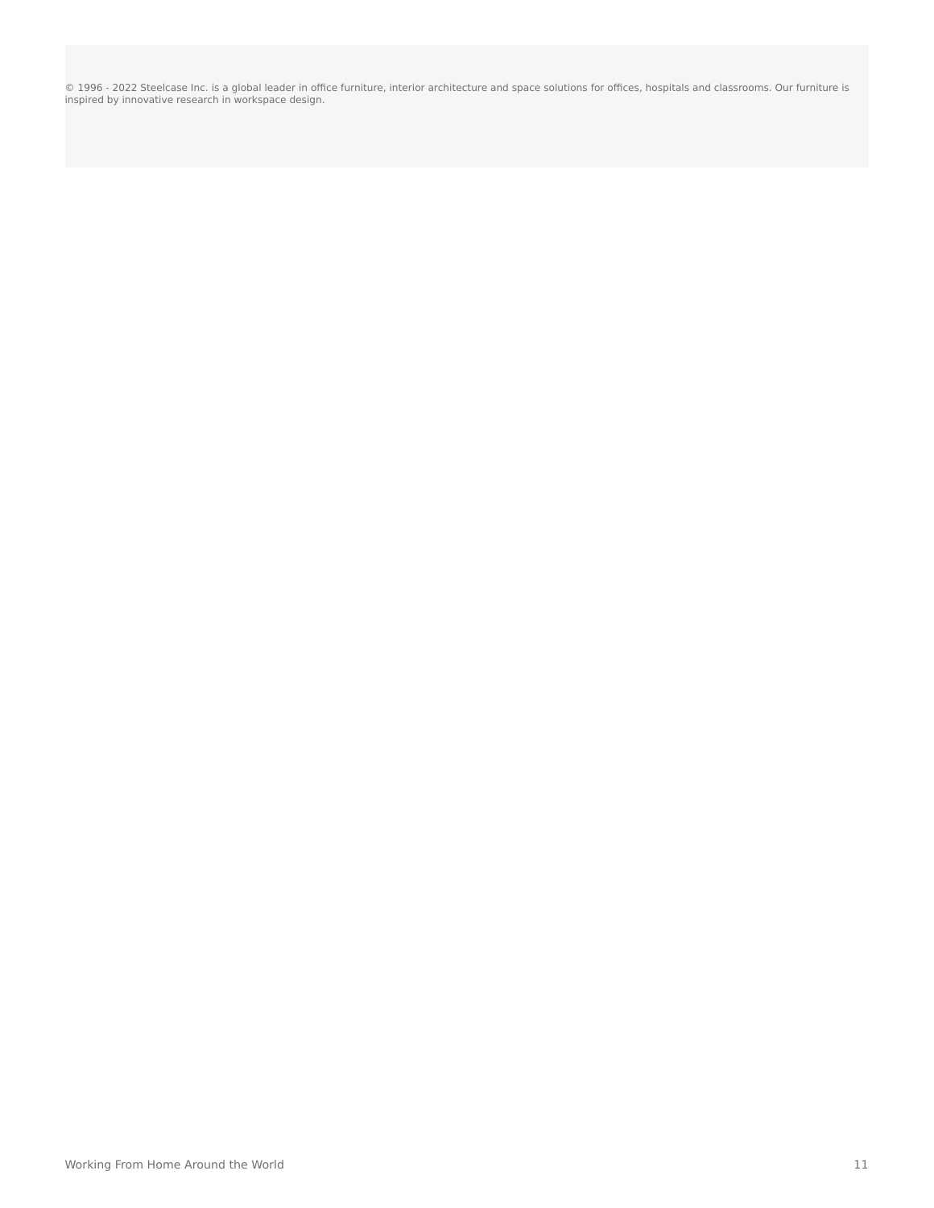© 1996 - 2022 Steelcase Inc. is a global leader in office furniture, interior architecture and space solutions for offices, hospitals and classrooms. Our furniture is inspired by innovative research in workspace design.